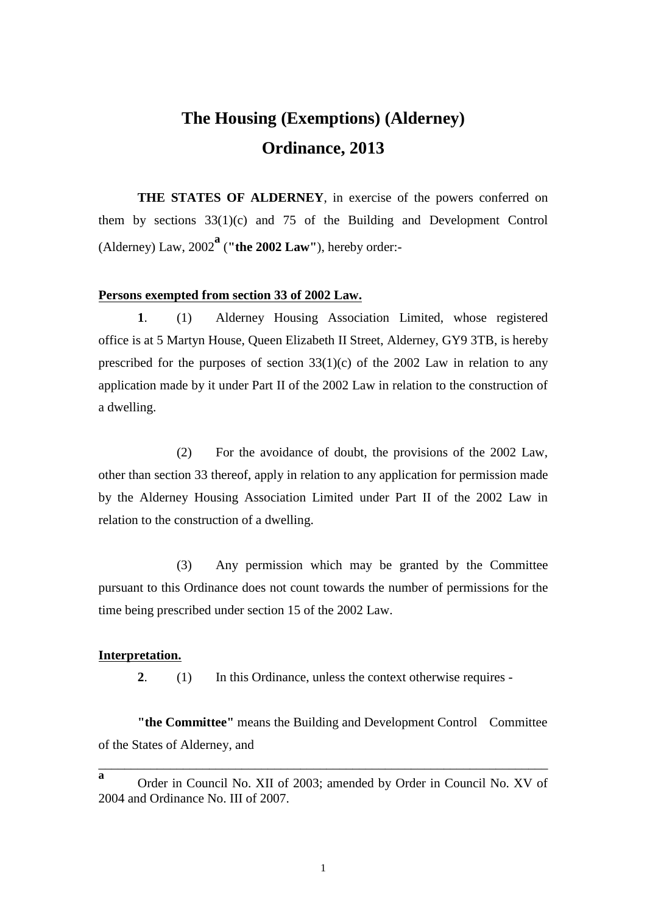# The Housing (Exemptions) (Alderney) Ordinance, 2013

**THE STATES OF ALDERNEY**, in exercise of the powers conferred on them by sections 33(1)(c) and 75 of the Building and Development Control (Alderney) Law, 2002[a] (**"the 2002 Law"**), hereby order:-

**Persons exempted from section 33 of 2002 Law.**

**1**. (1) Alderney Housing Association Limited, whose registered office is at 5 Martyn House, Queen Elizabeth II Street, Alderney, GY9 3TB, is hereby prescribed for the purposes of section 33(1)(c) of the 2002 Law in relation to any application made by it under Part II of the 2002 Law in relation to the construction of a dwelling.

(2) For the avoidance of doubt, the provisions of the 2002 Law, other than section 33 thereof, apply in relation to any application for permission made by the Alderney Housing Association Limited under Part II of the 2002 Law in relation to the construction of a dwelling.

(3) Any permission which may be granted by the Committee pursuant to this Ordinance does not count towards the number of permissions for the time being prescribed under section 15 of the 2002 Law.

**Interpretation.**

**2**. (1) In this Ordinance, unless the context otherwise requires -

**"the Committee"** means the Building and Development Control Committee of the States of Alderney, and

---

[a] Order in Council No. XII of 2003; amended by Order in Council No. XV of 2004 and Ordinance No. III of 2007.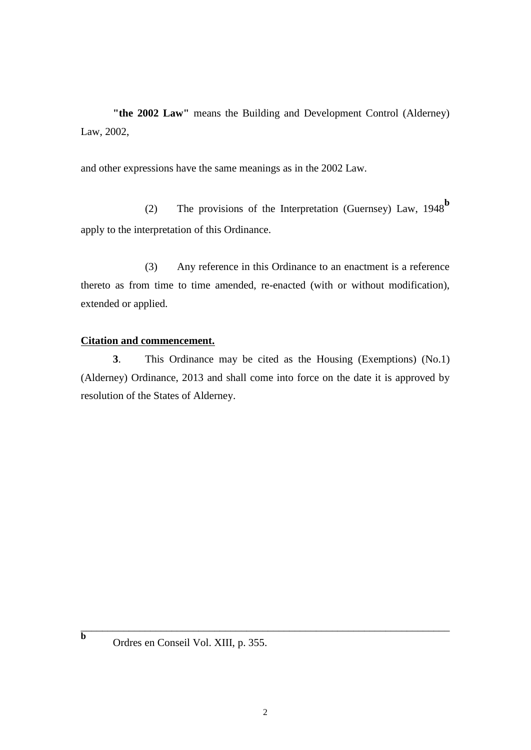**"the 2002 Law"** means the Building and Development Control (Alderney) Law, 2002,

and other expressions have the same meanings as in the 2002 Law.

(2) The provisions of the Interpretation (Guernsey) Law, 1948[b] apply to the interpretation of this Ordinance.

(3) Any reference in this Ordinance to an enactment is a reference thereto as from time to time amended, re-enacted (with or without modification), extended or applied.

**Citation and commencement.**

**3**. This Ordinance may be cited as the Housing (Exemptions) (No.1) (Alderney) Ordinance, 2013 and shall come into force on the date it is approved by resolution of the States of Alderney.

---

**b** Ordres en Conseil Vol. XIII, p. 355.